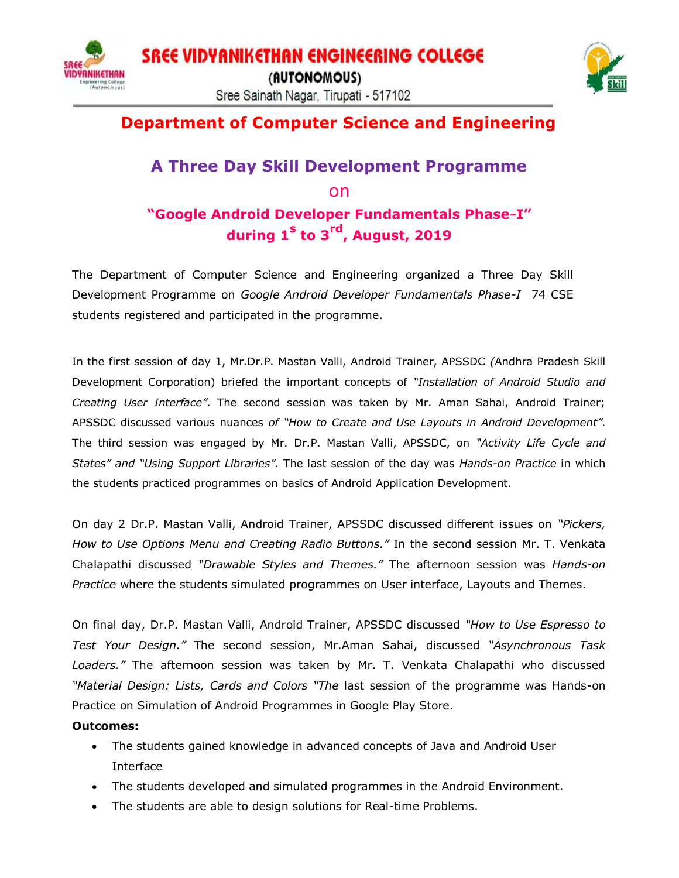# SREE VIDYANIKETHAN ENGINEERING COLLEGE

**(AUTONOMOUS)**

Sree Sainath Nagar, Tirupati - 517102

## Department of Computer Science and Engineering

### A Three Day Skill Development Programme

on

**"Google Android Developer Fundamentals Phase-I"**
**during 1$^{s}$ to 3$^{rd}$, August, 2019**

The Department of Computer Science and Engineering organized a Three Day Skill Development Programme on *Google Android Developer Fundamentals Phase-I* 74 CSE students registered and participated in the programme.

In the first session of day 1, Mr.Dr.P. Mastan Valli, Android Trainer, APSSDC *(*Andhra Pradesh Skill Development Corporation) briefed the important concepts of *"Installation of Android Studio and Creating User Interface"*. The second session was taken by Mr. Aman Sahai, Android Trainer; APSSDC discussed various nuances *of "How to Create and Use Layouts in Android Development"*. The third session was engaged by Mr. Dr.P. Mastan Valli, APSSDC, on *"Activity Life Cycle and States" and "Using Support Libraries"*. The last session of the day was *Hands-on Practice* in which the students practiced programmes on basics of Android Application Development.

On day 2 Dr.P. Mastan Valli, Android Trainer, APSSDC discussed different issues on *"Pickers, How to Use Options Menu and Creating Radio Buttons."* In the second session Mr. T. Venkata Chalapathi discussed *"Drawable Styles and Themes."* The afternoon session was *Hands-on Practice* where the students simulated programmes on User interface, Layouts and Themes.

On final day, Dr.P. Mastan Valli, Android Trainer, APSSDC discussed *"How to Use Espresso to Test Your Design."* The second session, Mr.Aman Sahai, discussed *"Asynchronous Task Loaders."* The afternoon session was taken by Mr. T. Venkata Chalapathi who discussed *"Material Design: Lists, Cards and Colors "The* last session of the programme was Hands-on Practice on Simulation of Android Programmes in Google Play Store.

**Outcomes:**

- The students gained knowledge in advanced concepts of Java and Android User Interface
- The students developed and simulated programmes in the Android Environment.
- The students are able to design solutions for Real-time Problems.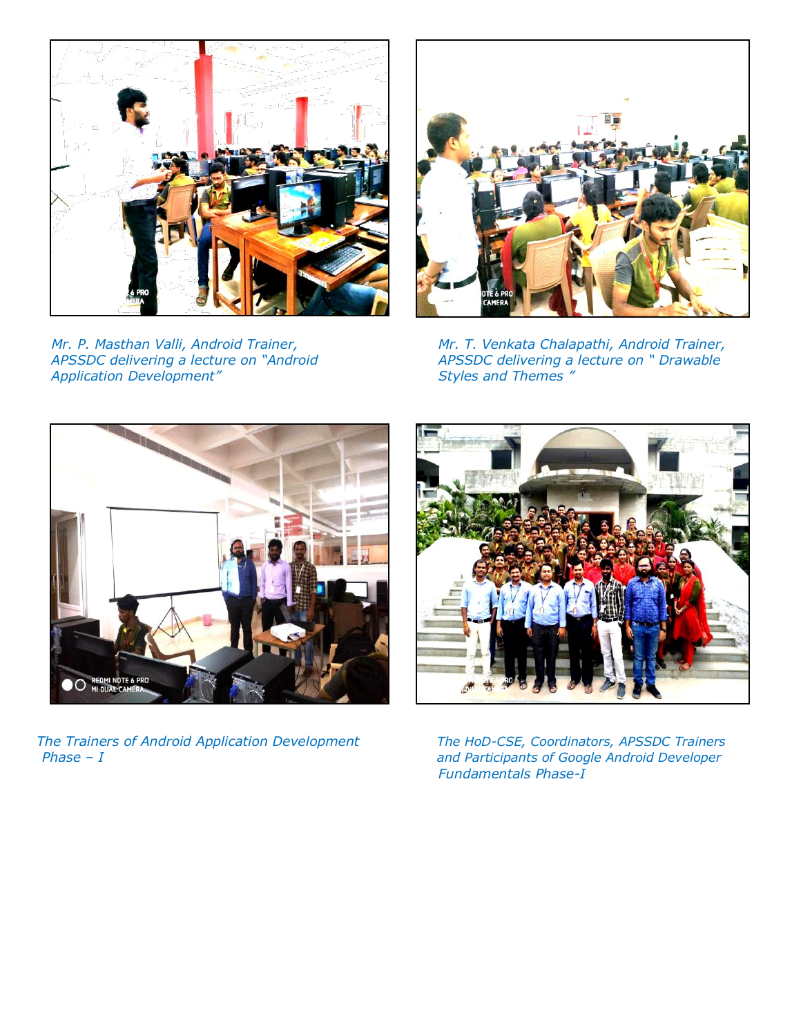*Mr. P. Masthan Valli, Android Trainer, APSSDC delivering a lecture on "Android Application Development"*

*Mr. T. Venkata Chalapathi, Android Trainer, APSSDC delivering a lecture on " Drawable Styles and Themes "*

*The Trainers of Android Application Development Phase – I*

*The HoD-CSE, Coordinators, APSSDC Trainers and Participants of Google Android Developer Fundamentals Phase-I*